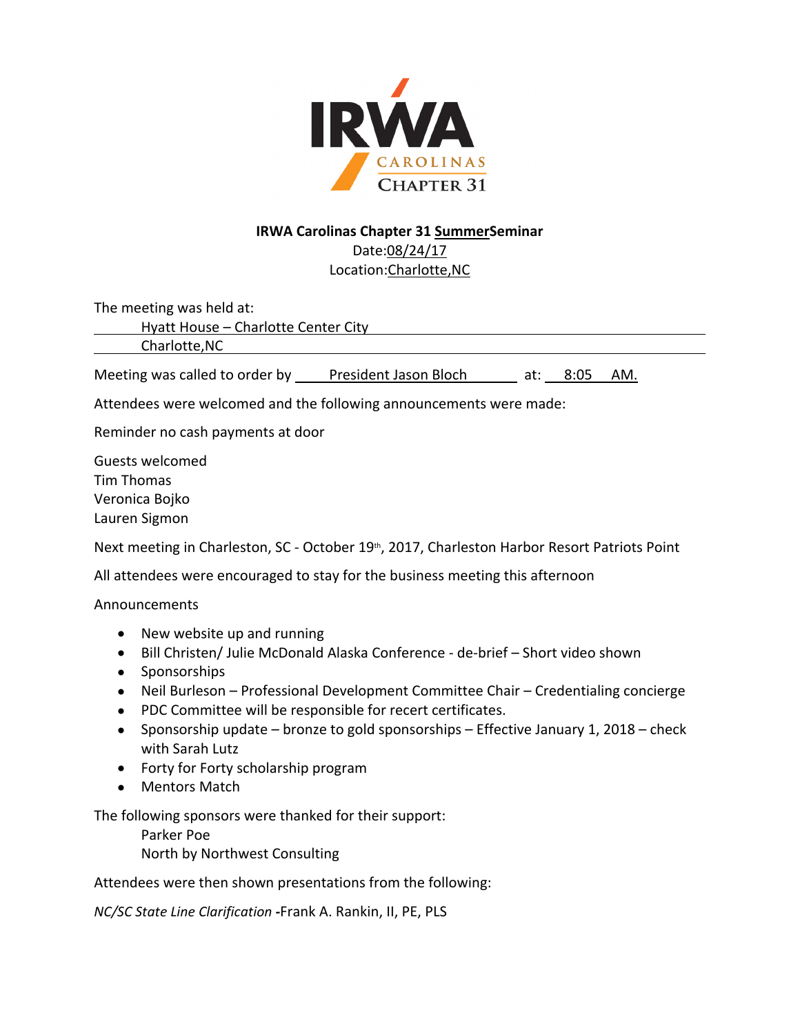**IRWA Carolinas Chapter 31 SummerSeminar**

Date:08/24/17

Location:Charlotte,NC

The meeting was held at:

Hyatt House – Charlotte Center City

Charlotte,NC

Meeting was called to order by President Jason Bloch at: 8:05 AM.

Attendees were welcomed and the following announcements were made:

Reminder no cash payments at door

Guests welcomed
Tim Thomas
Veronica Bojko
Lauren Sigmon

Next meeting in Charleston, SC - October 19th, 2017, Charleston Harbor Resort Patriots Point

All attendees were encouraged to stay for the business meeting this afternoon

Announcements

- New website up and running
- Bill Christen/ Julie McDonald Alaska Conference - de-brief – Short video shown
- Sponsorships
- Neil Burleson – Professional Development Committee Chair – Credentialing concierge
- PDC Committee will be responsible for recert certificates.
- Sponsorship update – bronze to gold sponsorships – Effective January 1, 2018 – check with Sarah Lutz
- Forty for Forty scholarship program
- Mentors Match

The following sponsors were thanked for their support:

Parker Poe
North by Northwest Consulting

Attendees were then shown presentations from the following:

*NC/SC State Line Clarification* **-**Frank A. Rankin, II, PE, PLS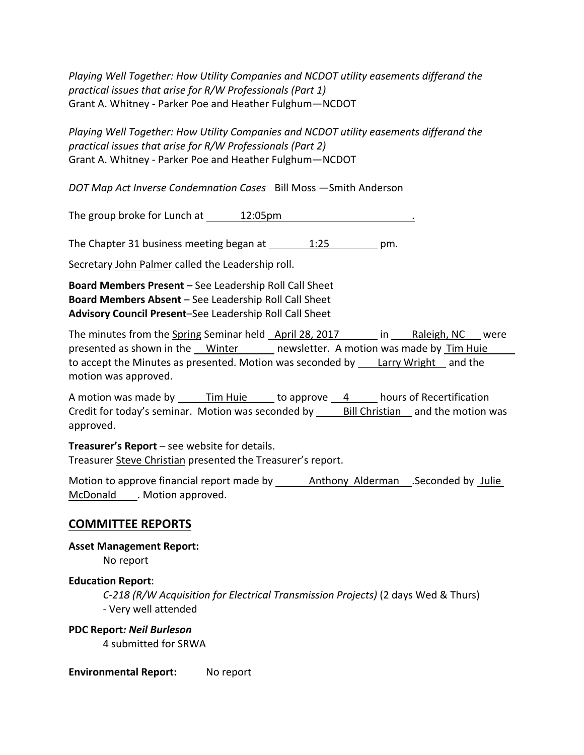*Playing Well Together: How Utility Companies and NCDOT utility easements differand the practical issues that arise for R/W Professionals (Part 1)*
Grant A. Whitney - Parker Poe and Heather Fulghum—NCDOT

*Playing Well Together: How Utility Companies and NCDOT utility easements differand the practical issues that arise for R/W Professionals (Part 2)*
Grant A. Whitney - Parker Poe and Heather Fulghum—NCDOT

*DOT Map Act Inverse Condemnation Cases* Bill Moss —Smith Anderson

The group broke for Lunch at 12:05pm .

The Chapter 31 business meeting began at 1:25 pm.

Secretary John Palmer called the Leadership roll.

**Board Members Present** – See Leadership Roll Call Sheet
**Board Members Absent** – See Leadership Roll Call Sheet
**Advisory Council Present**–See Leadership Roll Call Sheet

The minutes from the Spring Seminar held April 28, 2017 in Raleigh, NC were presented as shown in the Winter newsletter. A motion was made by Tim Huie to accept the Minutes as presented. Motion was seconded by Larry Wright and the motion was approved.

A motion was made by Tim Huie to approve 4 hours of Recertification Credit for today's seminar. Motion was seconded by Bill Christian and the motion was approved.

**Treasurer's Report** – see website for details.
Treasurer Steve Christian presented the Treasurer's report.

Motion to approve financial report made by Anthony Alderman .Seconded by Julie McDonald . Motion approved.

## COMMITTEE REPORTS

**Asset Management Report:**

No report

**Education Report**:

*C-218 (R/W Acquisition for Electrical Transmission Projects)* (2 days Wed & Thurs)
- Very well attended

**PDC Report*: Neil Burleson***

4 submitted for SRWA

**Environmental Report:** No report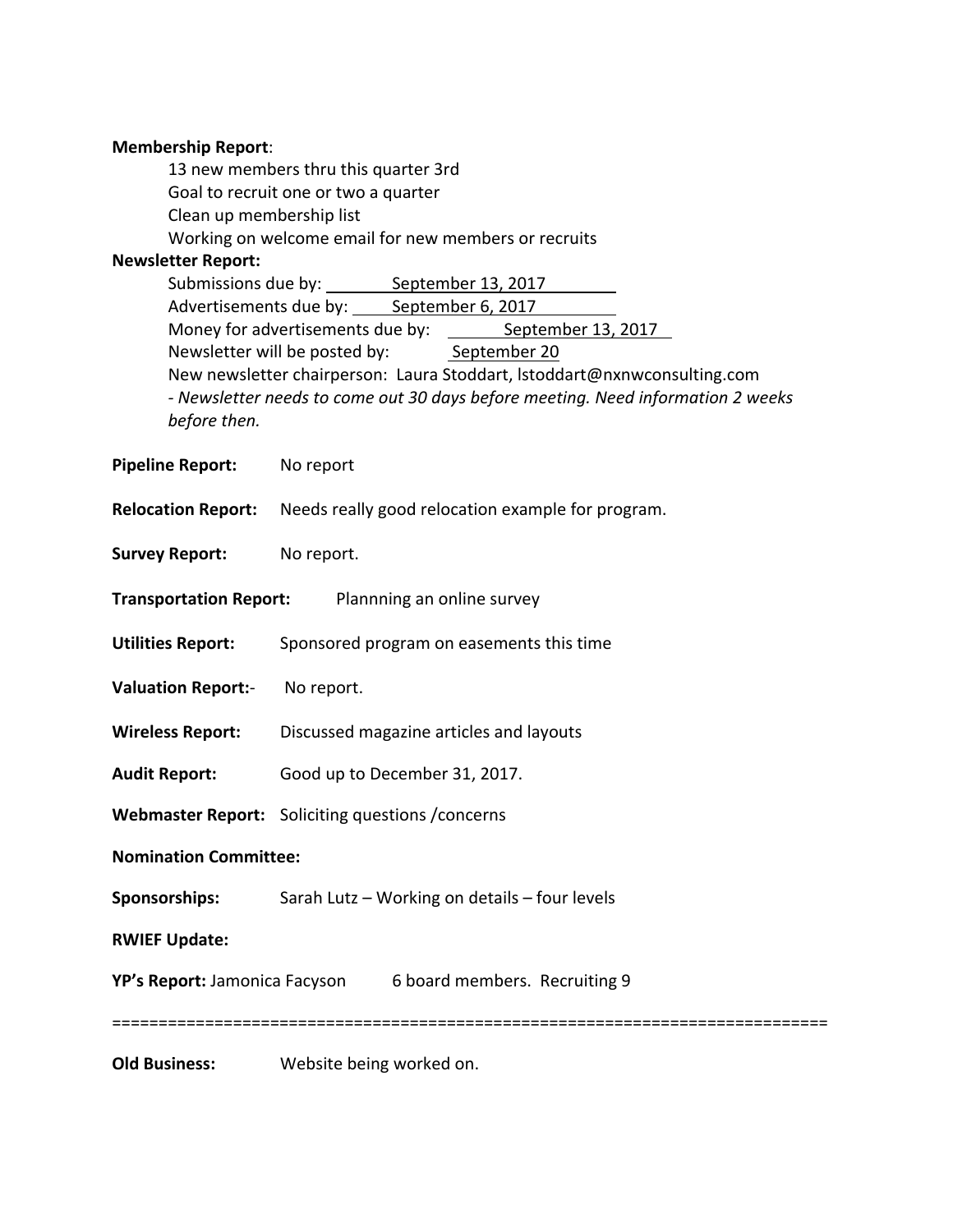**Membership Report**:

13 new members thru this quarter 3rd
Goal to recruit one or two a quarter
Clean up membership list
Working on welcome email for new members or recruits

**Newsletter Report:**

Submissions due by: September 13, 2017
Advertisements due by: September 6, 2017
Money for advertisements due by: September 13, 2017
Newsletter will be posted by: September 20
New newsletter chairperson: Laura Stoddart, lstoddart@nxnwconsulting.com
*- Newsletter needs to come out 30 days before meeting. Need information 2 weeks before then.*

**Pipeline Report:** No report

**Relocation Report:** Needs really good relocation example for program.

**Survey Report:** No report.

**Transportation Report:** Plannning an online survey

**Utilities Report:** Sponsored program on easements this time

**Valuation Report:**- No report.

**Wireless Report:** Discussed magazine articles and layouts

**Audit Report:** Good up to December 31, 2017.

**Webmaster Report:** Soliciting questions /concerns

**Nomination Committee:**

**Sponsorships:** Sarah Lutz – Working on details – four levels

**RWIEF Update:**

**YP's Report:** Jamonica Facyson 6 board members. Recruiting 9

==============================================================================

**Old Business:** Website being worked on.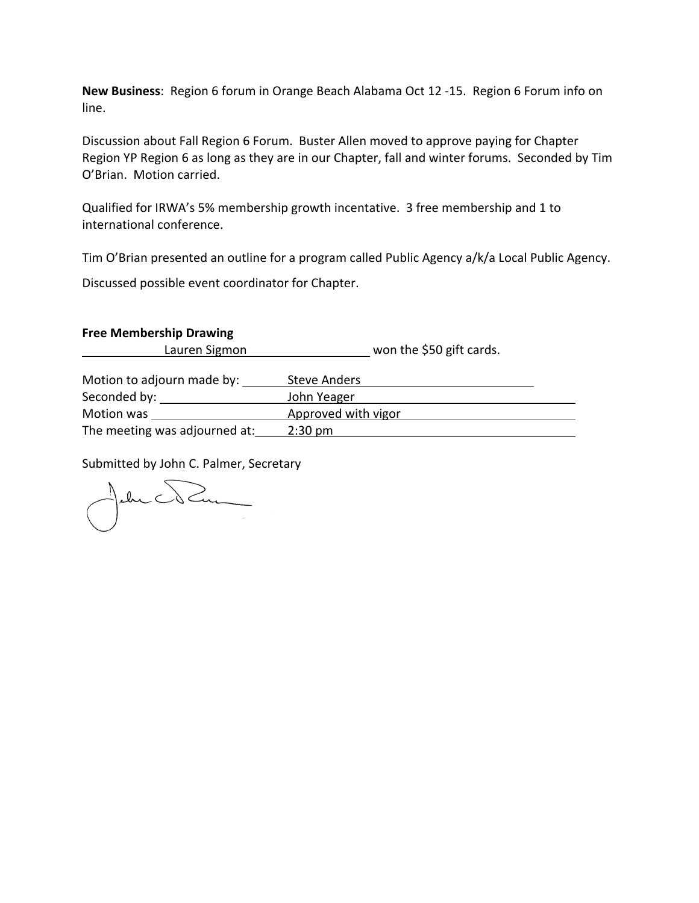**New Business**: Region 6 forum in Orange Beach Alabama Oct 12 -15. Region 6 Forum info on line.

Discussion about Fall Region 6 Forum. Buster Allen moved to approve paying for Chapter Region YP Region 6 as long as they are in our Chapter, fall and winter forums. Seconded by Tim O'Brian. Motion carried.

Qualified for IRWA's 5% membership growth incentative. 3 free membership and 1 to international conference.

Tim O'Brian presented an outline for a program called Public Agency a/k/a Local Public Agency.

Discussed possible event coordinator for Chapter.

**Free Membership Drawing**

Lauren Sigmon won the $50 gift cards.

Motion to adjourn made by: Steve Anders
Seconded by: John Yeager
Motion was Approved with vigor
The meeting was adjourned at: 2:30 pm

Submitted by John C. Palmer, Secretary